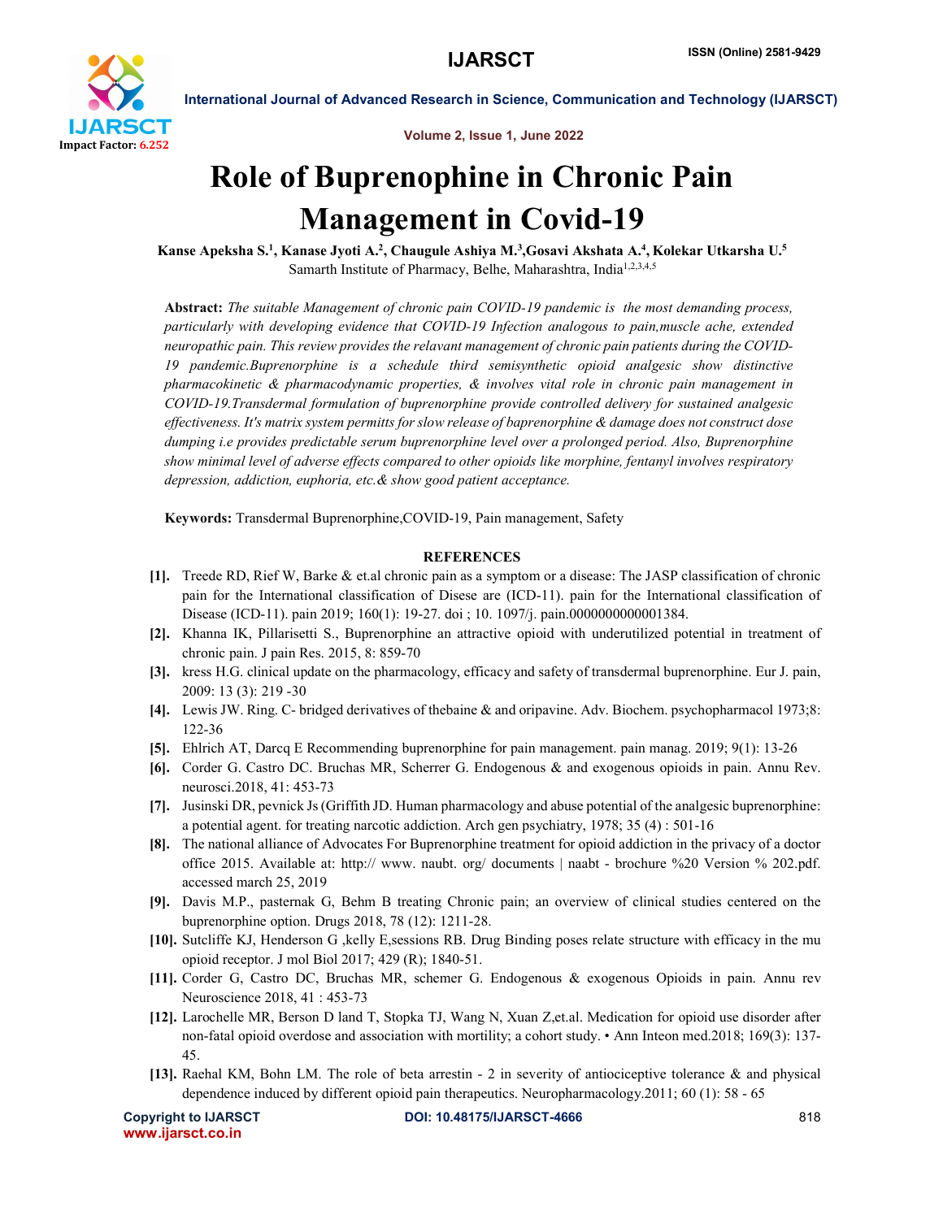# Role of Buprenophine in Chronic Pain Management in Covid-19

**Kanse Apeksha S.[1], Kanase Jyoti A.[2], Chaugule Ashiya M.[3], Gosavi Akshata A.[4], Kolekar Utkarsha U.[5]**

Samarth Institute of Pharmacy, Belhe, Maharashtra, India[1,2,3,4,5]

**Abstract:** *The suitable Management of chronic pain COVID-19 pandemic is the most demanding process, particularly with developing evidence that COVID-19 Infection analogous to pain,muscle ache, extended neuropathic pain. This review provides the relavant management of chronic pain patients during the COVID-19 pandemic.Buprenorphine is a schedule third semisynthetic opioid analgesic show distinctive pharmacokinetic & pharmacodynamic properties, & involves vital role in chronic pain management in COVID-19.Transdermal formulation of buprenorphine provide controlled delivery for sustained analgesic effectiveness. It's matrix system permitts for slow release of baprenorphine & damage does not construct dose dumping i.e provides predictable serum buprenorphine level over a prolonged period. Also, Buprenorphine show minimal level of adverse effects compared to other opioids like morphine, fentanyl involves respiratory depression, addiction, euphoria, etc.& show good patient acceptance.*

**Keywords:** Transdermal Buprenorphine,COVID-19, Pain management, Safety

## REFERENCES

[1]. Treede RD, Rief W, Barke & et.al chronic pain as a symptom or a disease: The JASP classification of chronic pain for the International classification of Disese are (ICD-11). pain for the International classification of Disease (ICD-11). pain 2019; 160(1): 19-27. doi ; 10. 1097/j. pain.0000000000001384.

[2]. Khanna IK, Pillarisetti S., Buprenorphine an attractive opioid with underutilized potential in treatment of chronic pain. J pain Res. 2015, 8: 859-70

[3]. kress H.G. clinical update on the pharmacology, efficacy and safety of transdermal buprenorphine. Eur J. pain, 2009: 13 (3): 219 -30

[4]. Lewis JW. Ring. C- bridged derivatives of thebaine & and oripavine. Adv. Biochem. psychopharmacol 1973;8: 122-36

[5]. Ehlrich AT, Darcq E Recommending buprenorphine for pain management. pain manag. 2019; 9(1): 13-26

[6]. Corder G. Castro DC. Bruchas MR, Scherrer G. Endogenous & and exogenous opioids in pain. Annu Rev. neurosci.2018, 41: 453-73

[7]. Jusinski DR, pevnick Js (Griffith JD. Human pharmacology and abuse potential of the analgesic buprenorphine: a potential agent. for treating narcotic addiction. Arch gen psychiatry, 1978; 35 (4) : 501-16

[8]. The national alliance of Advocates For Buprenorphine treatment for opioid addiction in the privacy of a doctor office 2015. Available at: http:// www. naubt. org/ documents | naabt - brochure %20 Version % 202.pdf. accessed march 25, 2019

[9]. Davis M.P., pasternak G, Behm B treating Chronic pain; an overview of clinical studies centered on the buprenorphine option. Drugs 2018, 78 (12): 1211-28.

[10]. Sutcliffe KJ, Henderson G ,kelly E,sessions RB. Drug Binding poses relate structure with efficacy in the mu opioid receptor. J mol Biol 2017; 429 (R); 1840-51.

[11]. Corder G, Castro DC, Bruchas MR, schemer G. Endogenous & exogenous Opioids in pain. Annu rev Neuroscience 2018, 41 : 453-73

[12]. Larochelle MR, Berson D land T, Stopka TJ, Wang N, Xuan Z,et.al. Medication for opioid use disorder after non-fatal opioid overdose and association with mortility; a cohort study. • Ann Inteon med.2018; 169(3): 137-45.

[13]. Raehal KM, Bohn LM. The role of beta arrestin - 2 in severity of antiociceptive tolerance & and physical dependence induced by different opioid pain therapeutics. Neuropharmacology.2011; 60 (1): 58 - 65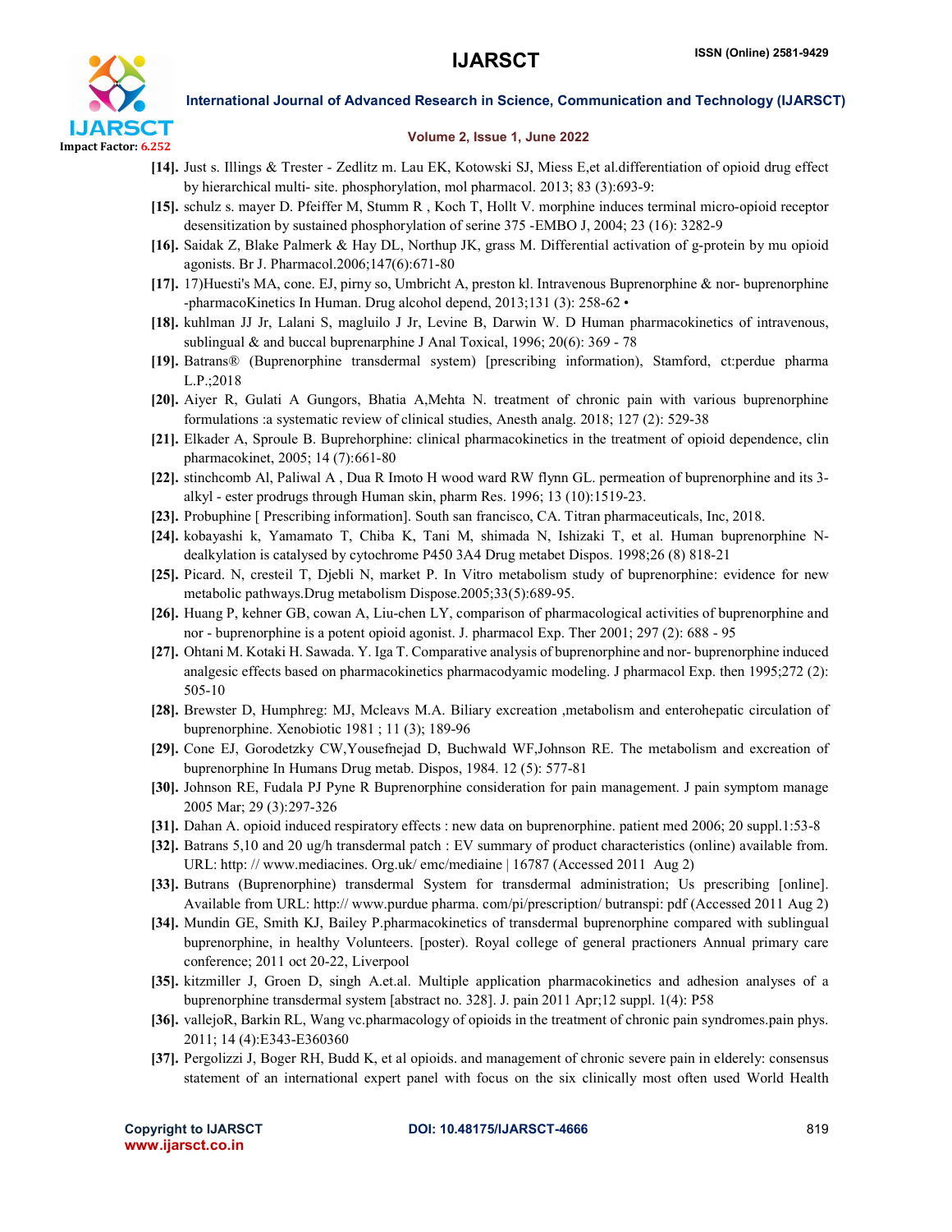[14]. Just s. Illings & Trester - Zedlitz m. Lau EK, Kotowski SJ, Miess E,et al.differentiation of opioid drug effect by hierarchical multi- site. phosphorylation, mol pharmacol. 2013; 83 (3):693-9:

[15]. schulz s. mayer D. Pfeiffer M, Stumm R , Koch T, Hollt V. morphine induces terminal micro-opioid receptor desensitization by sustained phosphorylation of serine 375 -EMBO J, 2004; 23 (16): 3282-9

[16]. Saidak Z, Blake Palmerk & Hay DL, Northup JK, grass M. Differential activation of g-protein by mu opioid agonists. Br J. Pharmacol.2006;147(6):671-80

[17]. 17)Huesti's MA, cone. EJ, pirny so, Umbricht A, preston kl. Intravenous Buprenorphine & nor- buprenorphine -pharmacoKinetics In Human. Drug alcohol depend, 2013;131 (3): 258-62 •

[18]. kuhlman JJ Jr, Lalani S, magluilo J Jr, Levine B, Darwin W. D Human pharmacokinetics of intravenous, sublingual & and buccal buprenarphine J Anal Toxical, 1996; 20(6): 369 - 78

[19]. Batrans® (Buprenorphine transdermal system) [prescribing information), Stamford, ct:perdue pharma L.P.;2018

[20]. Aiyer R, Gulati A Gungors, Bhatia A,Mehta N. treatment of chronic pain with various buprenorphine formulations :a systematic review of clinical studies, Anesth analg. 2018; 127 (2): 529-38

[21]. Elkader A, Sproule B. Buprehorphine: clinical pharmacokinetics in the treatment of opioid dependence, clin pharmacokinet, 2005; 14 (7):661-80

[22]. stinchcomb Al, Paliwal A , Dua R Imoto H wood ward RW flynn GL. permeation of buprenorphine and its 3-alkyl - ester prodrugs through Human skin, pharm Res. 1996; 13 (10):1519-23.

[23]. Probuphine [ Prescribing information]. South san francisco, CA. Titran pharmaceuticals, Inc, 2018.

[24]. kobayashi k, Yamamato T, Chiba K, Tani M, shimada N, Ishizaki T, et al. Human buprenorphine N-dealkylation is catalysed by cytochrome P450 3A4 Drug metabet Dispos. 1998;26 (8) 818-21

[25]. Picard. N, cresteil T, Djebli N, market P. In Vitro metabolism study of buprenorphine: evidence for new metabolic pathways.Drug metabolism Dispose.2005;33(5):689-95.

[26]. Huang P, kehner GB, cowan A, Liu-chen LY, comparison of pharmacological activities of buprenorphine and nor - buprenorphine is a potent opioid agonist. J. pharmacol Exp. Ther 2001; 297 (2): 688 - 95

[27]. Ohtani M. Kotaki H. Sawada. Y. Iga T. Comparative analysis of buprenorphine and nor- buprenorphine induced analgesic effects based on pharmacokinetics pharmacodyamic modeling. J pharmacol Exp. then 1995;272 (2): 505-10

[28]. Brewster D, Humphreg: MJ, Mcleavs M.A. Biliary excreation ,metabolism and enterohepatic circulation of buprenorphine. Xenobiotic 1981 ; 11 (3); 189-96

[29]. Cone EJ, Gorodetzky CW,Yousefnejad D, Buchwald WF,Johnson RE. The metabolism and excreation of buprenorphine In Humans Drug metab. Dispos, 1984. 12 (5): 577-81

[30]. Johnson RE, Fudala PJ Pyne R Buprenorphine consideration for pain management. J pain symptom manage 2005 Mar; 29 (3):297-326

[31]. Dahan A. opioid induced respiratory effects : new data on buprenorphine. patient med 2006; 20 suppl.1:53-8

[32]. Batrans 5,10 and 20 ug/h transdermal patch : EV summary of product characteristics (online) available from. URL: http: // www.mediacines. Org.uk/ emc/mediaine | 16787 (Accessed 2011 Aug 2)

[33]. Butrans (Buprenorphine) transdermal System for transdermal administration; Us prescribing [online]. Available from URL: http:// www.purdue pharma. com/pi/prescription/ butranspi: pdf (Accessed 2011 Aug 2)

[34]. Mundin GE, Smith KJ, Bailey P.pharmacokinetics of transdermal buprenorphine compared with sublingual buprenorphine, in healthy Volunteers. [poster). Royal college of general practioners Annual primary care conference; 2011 oct 20-22, Liverpool

[35]. kitzmiller J, Groen D, singh A.et.al. Multiple application pharmacokinetics and adhesion analyses of a buprenorphine transdermal system [abstract no. 328]. J. pain 2011 Apr;12 suppl. 1(4): P58

[36]. vallejoR, Barkin RL, Wang vc.pharmacology of opioids in the treatment of chronic pain syndromes.pain phys. 2011; 14 (4):E343-E360360

[37]. Pergolizzi J, Boger RH, Budd K, et al opioids. and management of chronic severe pain in elderely: consensus statement of an international expert panel with focus on the six clinically most often used World Health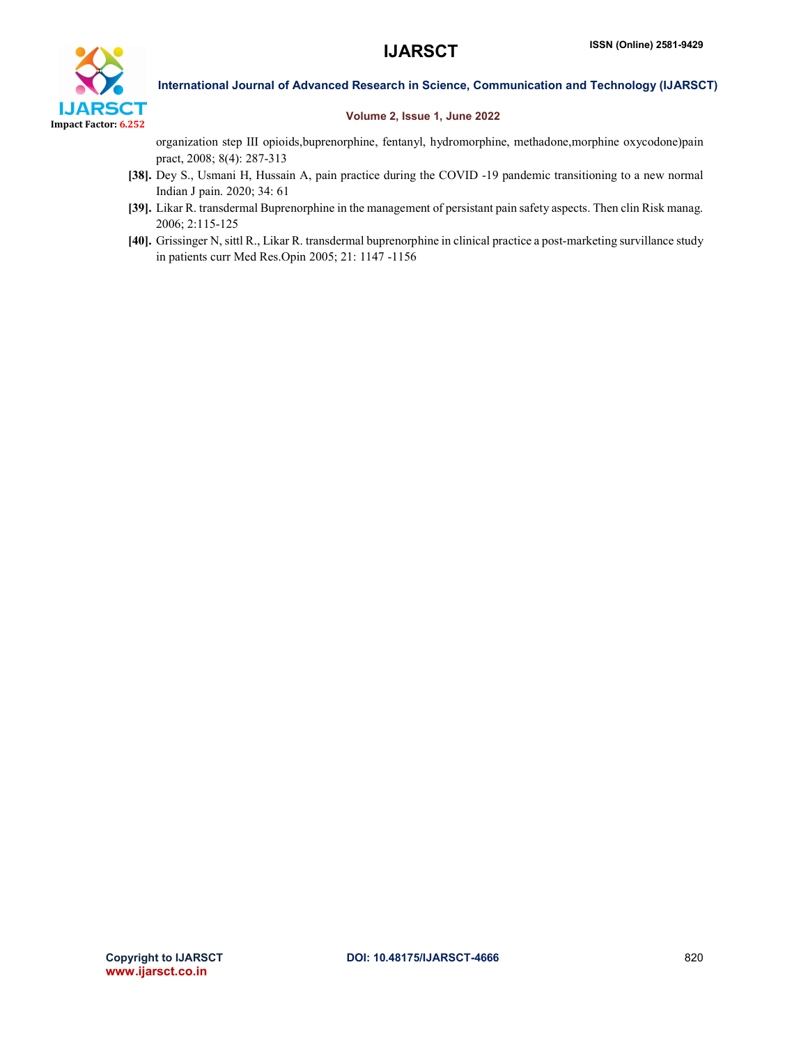organization step III opioids,buprenorphine, fentanyl, hydromorphine, methadone,morphine oxycodone)pain pract, 2008; 8(4): 287-313

**[38].** Dey S., Usmani H, Hussain A, pain practice during the COVID -19 pandemic transitioning to a new normal Indian J pain. 2020; 34: 61

**[39].** Likar R. transdermal Buprenorphine in the management of persistant pain safety aspects. Then clin Risk manag. 2006; 2:115-125

**[40].** Grissinger N, sittl R., Likar R. transdermal buprenorphine in clinical practice a post-marketing survillance study in patients curr Med Res.Opin 2005; 21: 1147 -1156